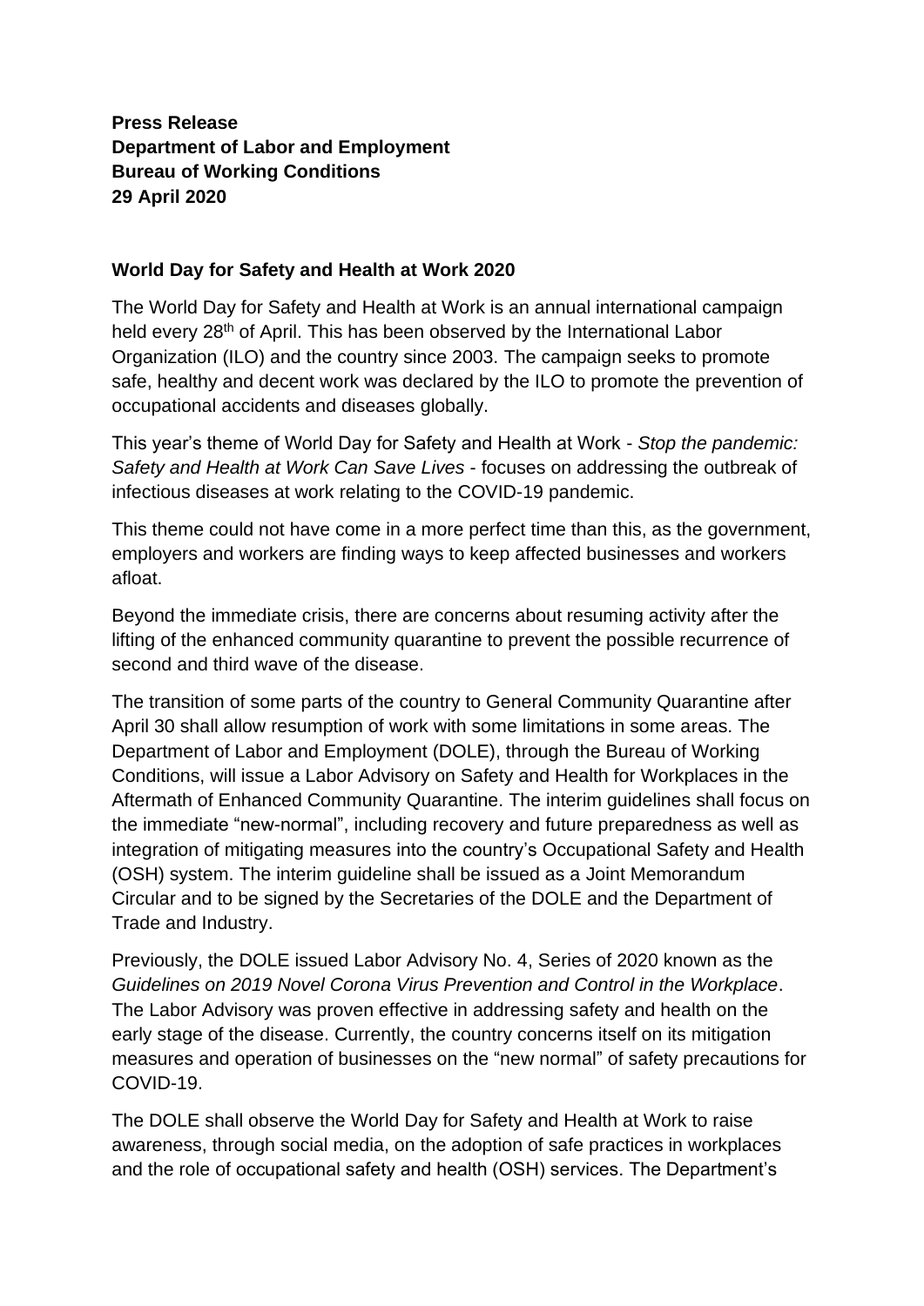**Press Release**
**Department of Labor and Employment**
**Bureau of Working Conditions**
**29 April 2020**

**World Day for Safety and Health at Work 2020**

The World Day for Safety and Health at Work is an annual international campaign held every 28th of April. This has been observed by the International Labor Organization (ILO) and the country since 2003. The campaign seeks to promote safe, healthy and decent work was declared by the ILO to promote the prevention of occupational accidents and diseases globally.

This year's theme of World Day for Safety and Health at Work - *Stop the pandemic: Safety and Health at Work Can Save Lives* - focuses on addressing the outbreak of infectious diseases at work relating to the COVID-19 pandemic.

This theme could not have come in a more perfect time than this, as the government, employers and workers are finding ways to keep affected businesses and workers afloat.

Beyond the immediate crisis, there are concerns about resuming activity after the lifting of the enhanced community quarantine to prevent the possible recurrence of second and third wave of the disease.

The transition of some parts of the country to General Community Quarantine after April 30 shall allow resumption of work with some limitations in some areas. The Department of Labor and Employment (DOLE), through the Bureau of Working Conditions, will issue a Labor Advisory on Safety and Health for Workplaces in the Aftermath of Enhanced Community Quarantine. The interim guidelines shall focus on the immediate "new-normal", including recovery and future preparedness as well as integration of mitigating measures into the country's Occupational Safety and Health (OSH) system. The interim guideline shall be issued as a Joint Memorandum Circular and to be signed by the Secretaries of the DOLE and the Department of Trade and Industry.

Previously, the DOLE issued Labor Advisory No. 4, Series of 2020 known as the *Guidelines on 2019 Novel Corona Virus Prevention and Control in the Workplace*. The Labor Advisory was proven effective in addressing safety and health on the early stage of the disease. Currently, the country concerns itself on its mitigation measures and operation of businesses on the "new normal" of safety precautions for COVID-19.

The DOLE shall observe the World Day for Safety and Health at Work to raise awareness, through social media, on the adoption of safe practices in workplaces and the role of occupational safety and health (OSH) services. The Department's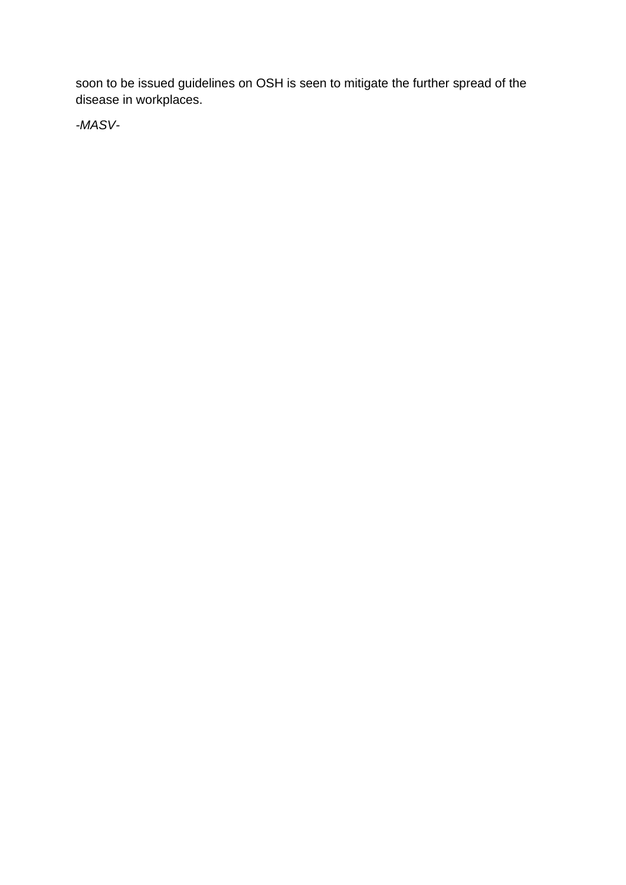soon to be issued guidelines on OSH is seen to mitigate the further spread of the disease in workplaces.

*-MASV-*